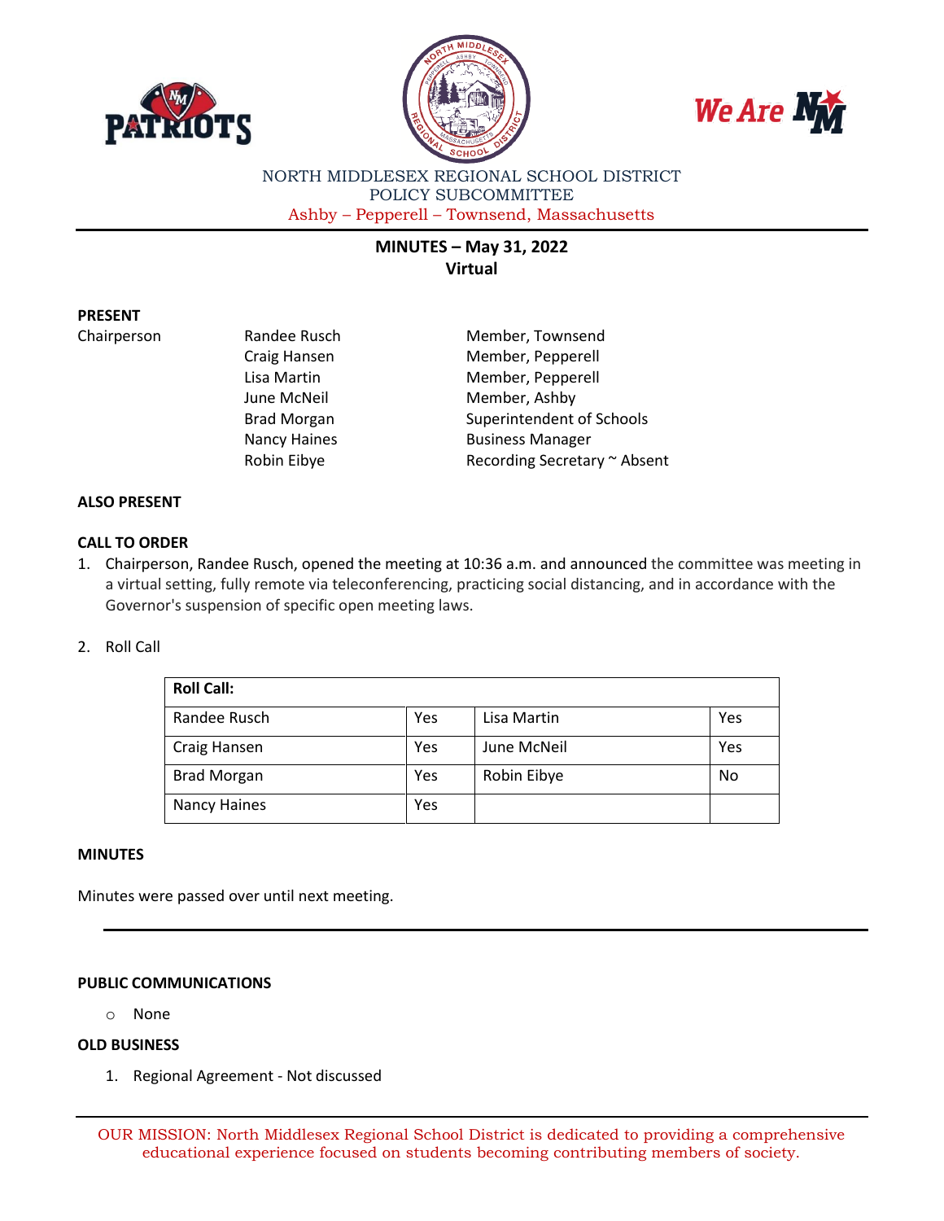NORTH MIDDLESEX REGIONAL SCHOOL DISTRICT
POLICY SUBCOMMITTEE
Ashby – Pepperell – Townsend, Massachusetts

## MINUTES – May 31, 2022
**Virtual**

**PRESENT**

| | | |
|---|---|---|
| Chairperson | Randee Rusch | Member, Townsend |
| | Craig Hansen | Member, Pepperell |
| | Lisa Martin | Member, Pepperell |
| | June McNeil | Member, Ashby |
| | Brad Morgan | Superintendent of Schools |
| | Nancy Haines | Business Manager |
| | Robin Eibye | Recording Secretary ~ Absent |

**ALSO PRESENT**

**CALL TO ORDER**

1. Chairperson, Randee Rusch, opened the meeting at 10:36 a.m. and announced the committee was meeting in a virtual setting, fully remote via teleconferencing, practicing social distancing, and in accordance with the Governor's suspension of specific open meeting laws.

2. Roll Call

| Roll Call: | | | |
|---|---|---|---|
| Randee Rusch | Yes | Lisa Martin | Yes |
| Craig Hansen | Yes | June McNeil | Yes |
| Brad Morgan | Yes | Robin Eibye | No |
| Nancy Haines | Yes | | |

**MINUTES**

Minutes were passed over until next meeting.

---

**PUBLIC COMMUNICATIONS**

- None

**OLD BUSINESS**

1. Regional Agreement - Not discussed

OUR MISSION: North Middlesex Regional School District is dedicated to providing a comprehensive educational experience focused on students becoming contributing members of society.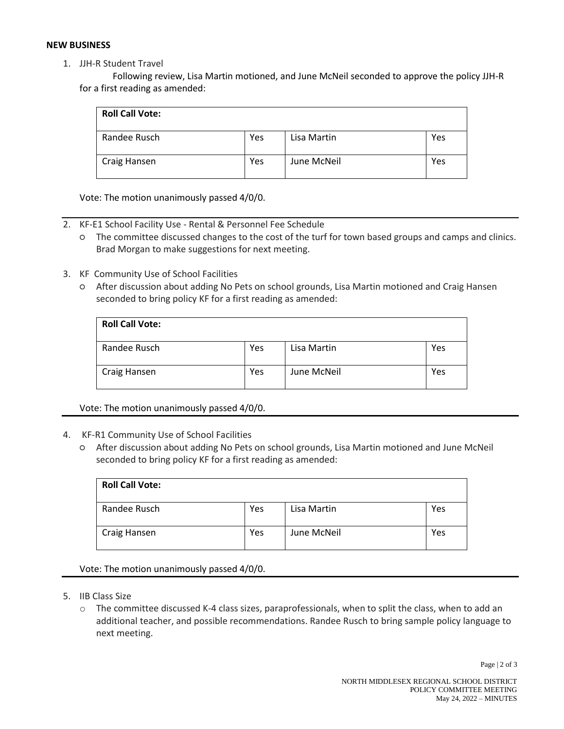**NEW BUSINESS**

1. JJH-R Student Travel

   Following review, Lisa Martin motioned, and June McNeil seconded to approve the policy JJH-R for a first reading as amended:

   | Roll Call Vote: | | | |
   |---|---|---|---|
   | Randee Rusch | Yes | Lisa Martin | Yes |
   | Craig Hansen | Yes | June McNeil | Yes |

   Vote: The motion unanimously passed 4/0/0.

2. KF-E1 School Facility Use - Rental & Personnel Fee Schedule
   - The committee discussed changes to the cost of the turf for town based groups and camps and clinics. Brad Morgan to make suggestions for next meeting.

3. KF Community Use of School Facilities
   - After discussion about adding No Pets on school grounds, Lisa Martin motioned and Craig Hansen seconded to bring policy KF for a first reading as amended:

   | Roll Call Vote: | | | |
   |---|---|---|---|
   | Randee Rusch | Yes | Lisa Martin | Yes |
   | Craig Hansen | Yes | June McNeil | Yes |

   Vote: The motion unanimously passed 4/0/0.

4. KF-R1 Community Use of School Facilities
   - After discussion about adding No Pets on school grounds, Lisa Martin motioned and June McNeil seconded to bring policy KF for a first reading as amended:

   | Roll Call Vote: | | | |
   |---|---|---|---|
   | Randee Rusch | Yes | Lisa Martin | Yes |
   | Craig Hansen | Yes | June McNeil | Yes |

   Vote: The motion unanimously passed 4/0/0.

5. IIB Class Size
   - The committee discussed K-4 class sizes, paraprofessionals, when to split the class, when to add an additional teacher, and possible recommendations. Randee Rusch to bring sample policy language to next meeting.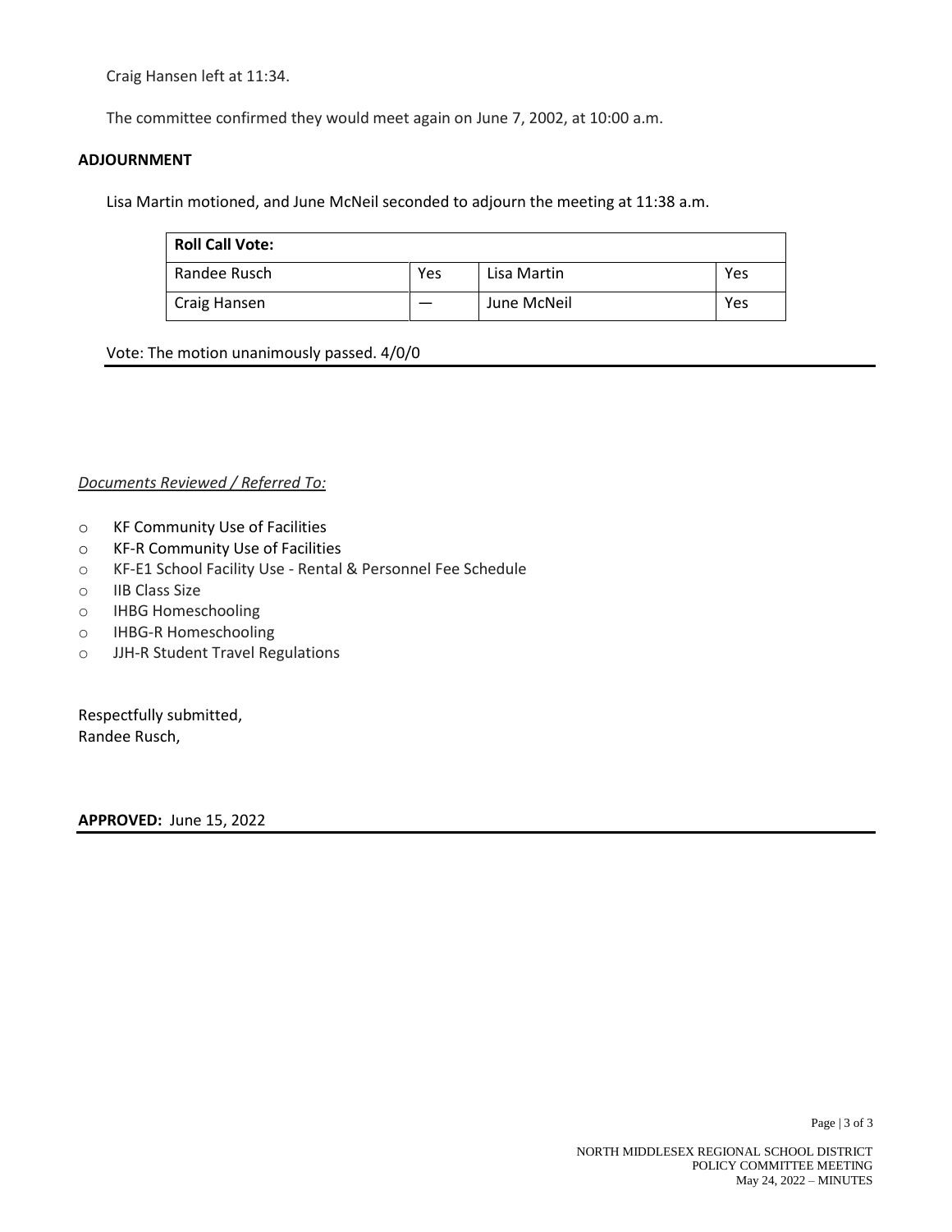Craig Hansen left at 11:34.

The committee confirmed they would meet again on June 7, 2002, at 10:00 a.m.

**ADJOURNMENT**

Lisa Martin motioned, and June McNeil seconded to adjourn the meeting at 11:38 a.m.

| **Roll Call Vote:** | | | |
|---|---|---|---|
| Randee Rusch | Yes | Lisa Martin | Yes |
| Craig Hansen | — | June McNeil | Yes |

Vote: The motion unanimously passed. 4/0/0

*Documents Reviewed / Referred To:*

- KF Community Use of Facilities
- KF-R Community Use of Facilities
- KF-E1 School Facility Use - Rental & Personnel Fee Schedule
- IIB Class Size
- IHBG Homeschooling
- IHBG-R Homeschooling
- JJH-R Student Travel Regulations

Respectfully submitted,
Randee Rusch,

**APPROVED:** June 15, 2022